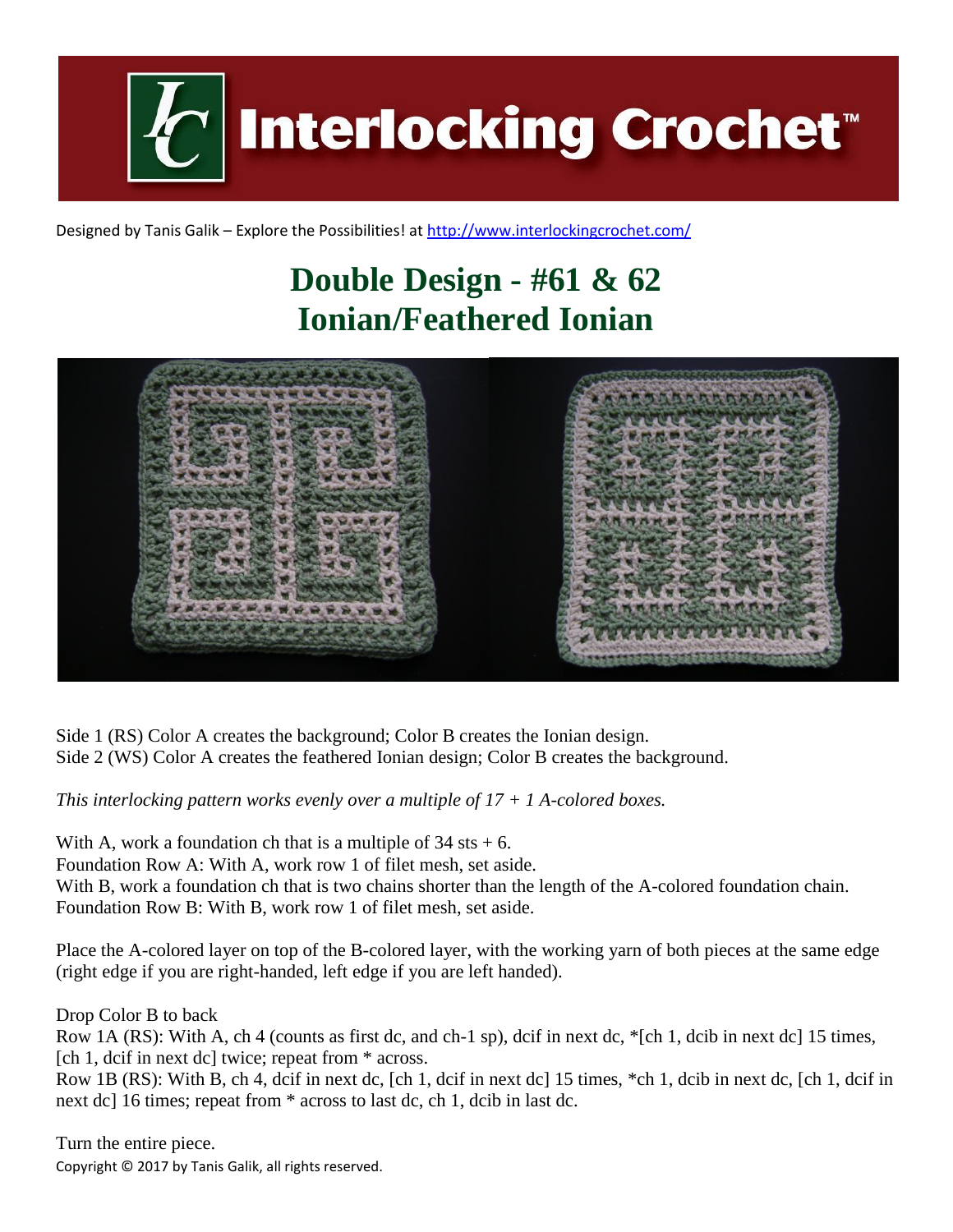# Interlocking Crochet™

Designed by Tanis Galik – Explore the Possibilities! at http://www.interlockingcrochet.com/

## Double Design - #61 & 62
## Ionian/Feathered Ionian

Side 1 (RS) Color A creates the background; Color B creates the Ionian design.
Side 2 (WS) Color A creates the feathered Ionian design; Color B creates the background.

*This interlocking pattern works evenly over a multiple of 17 + 1 A-colored boxes.*

With A, work a foundation ch that is a multiple of 34 sts + 6.
Foundation Row A: With A, work row 1 of filet mesh, set aside.
With B, work a foundation ch that is two chains shorter than the length of the A-colored foundation chain.
Foundation Row B: With B, work row 1 of filet mesh, set aside.

Place the A-colored layer on top of the B-colored layer, with the working yarn of both pieces at the same edge (right edge if you are right-handed, left edge if you are left handed).

Drop Color B to back
Row 1A (RS): With A, ch 4 (counts as first dc, and ch-1 sp), dcif in next dc, *[ch 1, dcib in next dc] 15 times, [ch 1, dcif in next dc] twice; repeat from * across.
Row 1B (RS): With B, ch 4, dcif in next dc, [ch 1, dcif in next dc] 15 times, *ch 1, dcib in next dc, [ch 1, dcif in next dc] 16 times; repeat from * across to last dc, ch 1, dcib in last dc.

Turn the entire piece.

Copyright © 2017 by Tanis Galik, all rights reserved.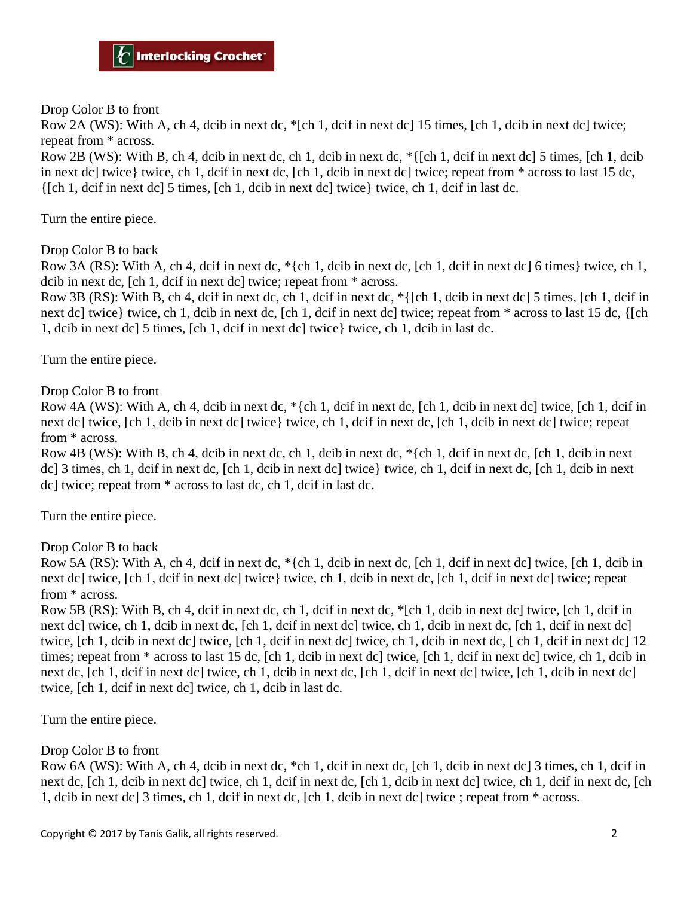Drop Color B to front

Row 2A (WS): With A, ch 4, dcib in next dc, *[ch 1, dcif in next dc] 15 times, [ch 1, dcib in next dc] twice; repeat from * across.

Row 2B (WS): With B, ch 4, dcib in next dc, ch 1, dcib in next dc, *{[ch 1, dcif in next dc] 5 times, [ch 1, dcib in next dc] twice} twice, ch 1, dcif in next dc, [ch 1, dcib in next dc] twice; repeat from * across to last 15 dc, {[ch 1, dcif in next dc] 5 times, [ch 1, dcib in next dc] twice} twice, ch 1, dcif in last dc.

Turn the entire piece.

Drop Color B to back

Row 3A (RS): With A, ch 4, dcif in next dc, *{ch 1, dcib in next dc, [ch 1, dcif in next dc] 6 times} twice, ch 1, dcib in next dc, [ch 1, dcif in next dc] twice; repeat from * across.

Row 3B (RS): With B, ch 4, dcif in next dc, ch 1, dcif in next dc, *{[ch 1, dcib in next dc] 5 times, [ch 1, dcif in next dc] twice} twice, ch 1, dcib in next dc, [ch 1, dcif in next dc] twice; repeat from * across to last 15 dc, {[ch 1, dcib in next dc] 5 times, [ch 1, dcif in next dc] twice} twice, ch 1, dcib in last dc.

Turn the entire piece.

Drop Color B to front

Row 4A (WS): With A, ch 4, dcib in next dc, *{ch 1, dcif in next dc, [ch 1, dcib in next dc] twice, [ch 1, dcif in next dc] twice, [ch 1, dcib in next dc] twice} twice, ch 1, dcif in next dc, [ch 1, dcib in next dc] twice; repeat from * across.

Row 4B (WS): With B, ch 4, dcib in next dc, ch 1, dcib in next dc, *{ch 1, dcif in next dc, [ch 1, dcib in next dc] 3 times, ch 1, dcif in next dc, [ch 1, dcib in next dc] twice} twice, ch 1, dcif in next dc, [ch 1, dcib in next dc] twice; repeat from * across to last dc, ch 1, dcif in last dc.

Turn the entire piece.

Drop Color B to back

Row 5A (RS): With A, ch 4, dcif in next dc, *{ch 1, dcib in next dc, [ch 1, dcif in next dc] twice, [ch 1, dcib in next dc] twice, [ch 1, dcif in next dc] twice} twice, ch 1, dcib in next dc, [ch 1, dcif in next dc] twice; repeat from * across.

Row 5B (RS): With B, ch 4, dcif in next dc, ch 1, dcif in next dc, *[ch 1, dcib in next dc] twice, [ch 1, dcif in next dc] twice, ch 1, dcib in next dc, [ch 1, dcif in next dc] twice, ch 1, dcib in next dc, [ch 1, dcif in next dc] twice, [ch 1, dcib in next dc] twice, [ch 1, dcif in next dc] twice, ch 1, dcib in next dc, [ ch 1, dcif in next dc] 12 times; repeat from * across to last 15 dc, [ch 1, dcib in next dc] twice, [ch 1, dcif in next dc] twice, ch 1, dcib in next dc, [ch 1, dcif in next dc] twice, ch 1, dcib in next dc, [ch 1, dcif in next dc] twice, [ch 1, dcib in next dc] twice, [ch 1, dcif in next dc] twice, ch 1, dcib in last dc.

Turn the entire piece.

Drop Color B to front

Row 6A (WS): With A, ch 4, dcib in next dc, *ch 1, dcif in next dc, [ch 1, dcib in next dc] 3 times, ch 1, dcif in next dc, [ch 1, dcib in next dc] twice, ch 1, dcif in next dc, [ch 1, dcib in next dc] twice, ch 1, dcif in next dc, [ch 1, dcib in next dc] 3 times, ch 1, dcif in next dc, [ch 1, dcib in next dc] twice ; repeat from * across.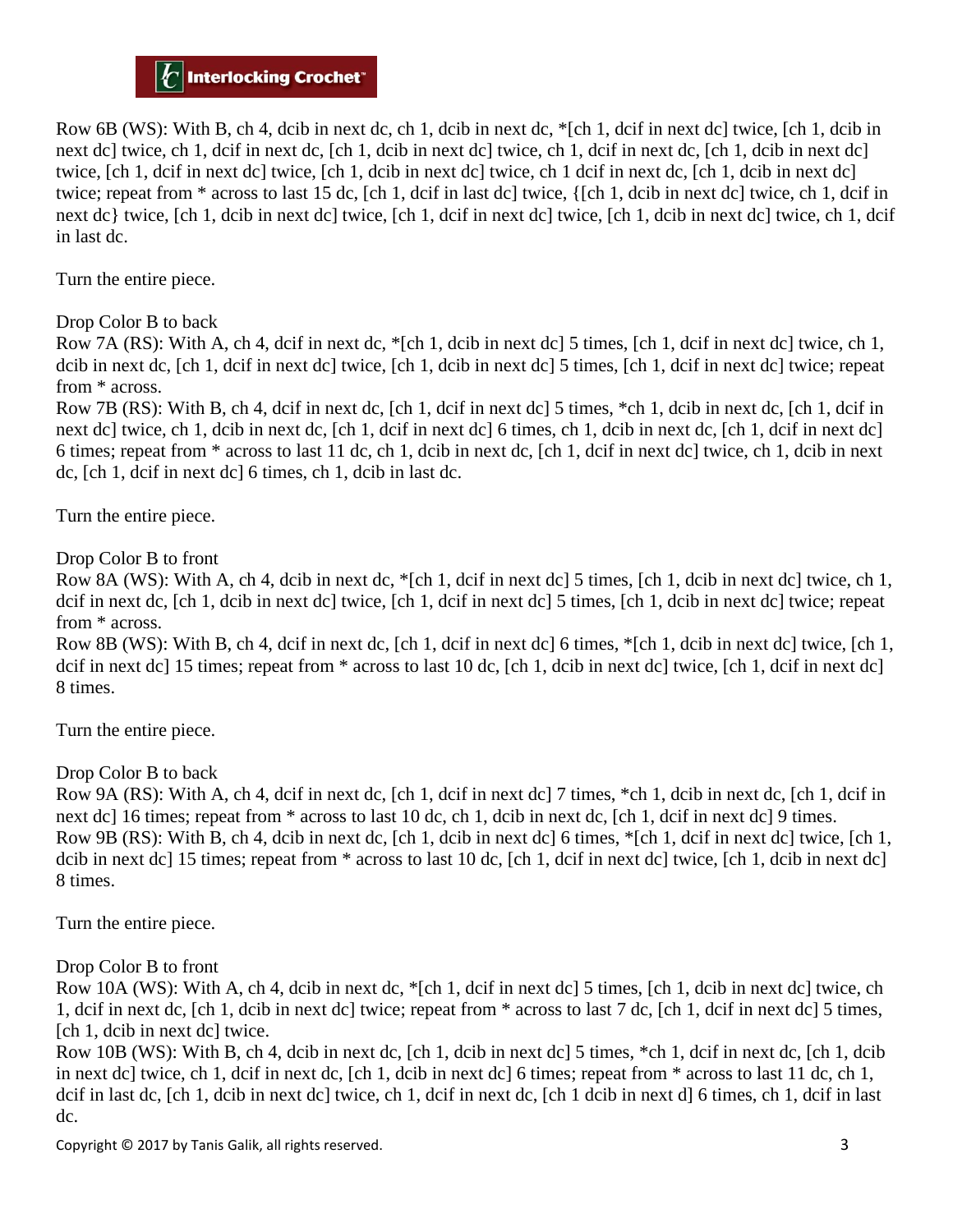Row 6B (WS): With B, ch 4, dcib in next dc, ch 1, dcib in next dc, *[ch 1, dcif*in next dc] twice, [ch 1, dcib in next dc] twice, ch 1, dcif in next dc, [ch 1, dcib in next dc] twice, ch 1, dcif in next dc, [ch 1, dcib in next dc] twice, [ch 1, dcif in next dc] twice, [ch 1, dcib in next dc] twice, ch 1 dcif in next dc, [ch 1, dcib in next dc] twice; repeat from * across to last 15 dc, [ch 1, dcif in last dc] twice, {[ch 1, dcib in next dc] twice, ch 1, dcif in next dc} twice, [ch 1, dcib in next dc] twice, [ch 1, dcif in next dc] twice, [ch 1, dcib in next dc] twice, ch 1, dcif in last dc.

Turn the entire piece.

Drop Color B to back

Row 7A (RS): With A, ch 4, dcif in next dc, *[ch 1, dcib in next dc] 5 times, [ch 1, dcif in next dc] twice, ch 1, dcib in next dc, [ch 1, dcif in next dc] twice, [ch 1, dcib in next dc] 5 times, [ch 1, dcif in next dc] twice; repeat from * across.

Row 7B (RS): With B, ch 4, dcif in next dc, [ch 1, dcif in next dc] 5 times, *ch 1, dcib in next dc, [ch 1, dcif in next dc] twice, ch 1, dcib in next dc, [ch 1, dcif in next dc] 6 times, ch 1, dcib in next dc, [ch 1, dcif in next dc] 6 times; repeat from * across to last 11 dc, ch 1, dcib in next dc, [ch 1, dcif in next dc] twice, ch 1, dcib in next dc, [ch 1, dcif in next dc] 6 times, ch 1, dcib in last dc.

Turn the entire piece.

Drop Color B to front

Row 8A (WS): With A, ch 4, dcib in next dc, *[ch 1, dcif in next dc] 5 times, [ch 1, dcib in next dc] twice, ch 1, dcif in next dc, [ch 1, dcib in next dc] twice, [ch 1, dcif in next dc] 5 times, [ch 1, dcib in next dc] twice; repeat from * across.

Row 8B (WS): With B, ch 4, dcif in next dc, [ch 1, dcif in next dc] 6 times, *[ch 1, dcib in next dc] twice, [ch 1, dcif in next dc] 15 times; repeat from * across to last 10 dc, [ch 1, dcib in next dc] twice, [ch 1, dcif in next dc] 8 times.

Turn the entire piece.

Drop Color B to back

Row 9A (RS): With A, ch 4, dcif in next dc, [ch 1, dcif in next dc] 7 times, *ch 1, dcib in next dc, [ch 1, dcif in next dc] 16 times; repeat from * across to last 10 dc, ch 1, dcib in next dc, [ch 1, dcif in next dc] 9 times.

Row 9B (RS): With B, ch 4, dcib in next dc, [ch 1, dcib in next dc] 6 times, *[ch 1, dcif in next dc] twice, [ch 1, dcib in next dc] 15 times; repeat from * across to last 10 dc, [ch 1, dcif in next dc] twice, [ch 1, dcib in next dc] 8 times.

Turn the entire piece.

Drop Color B to front

Row 10A (WS): With A, ch 4, dcib in next dc, *[ch 1, dcif in next dc] 5 times, [ch 1, dcib in next dc] twice, ch 1, dcif in next dc, [ch 1, dcib in next dc] twice; repeat from * across to last 7 dc, [ch 1, dcif in next dc] 5 times, [ch 1, dcib in next dc] twice.

Row 10B (WS): With B, ch 4, dcib in next dc, [ch 1, dcib in next dc] 5 times, *ch 1, dcif in next dc, [ch 1, dcib in next dc] twice, ch 1, dcif in next dc, [ch 1, dcib in next dc] 6 times; repeat from * across to last 11 dc, ch 1, dcif in last dc, [ch 1, dcib in next dc] twice, ch 1, dcif in next dc, [ch 1 dcib in next d] 6 times, ch 1, dcif in last dc.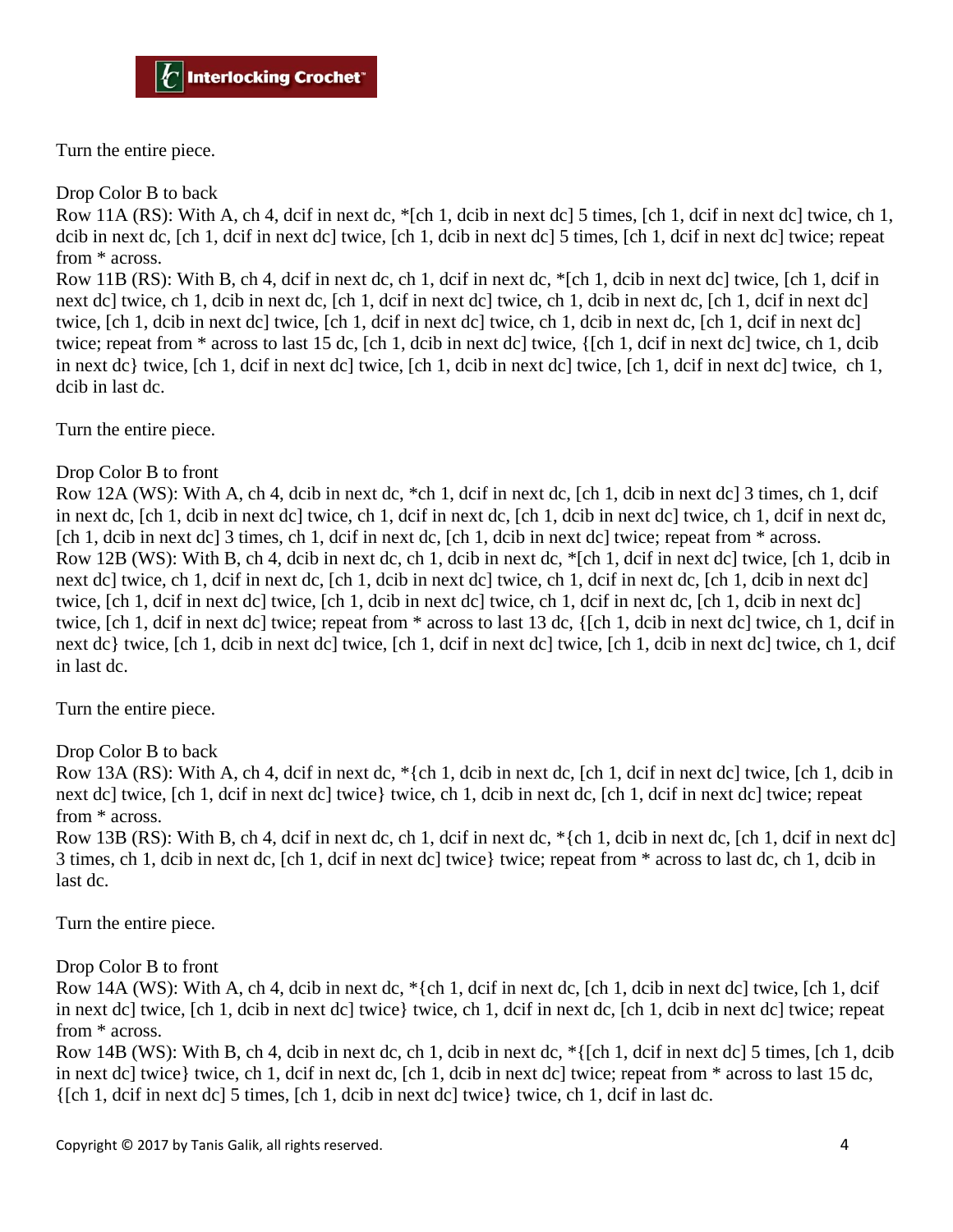Turn the entire piece.

Drop Color B to back

Row 11A (RS): With A, ch 4, dcif in next dc, *[ch 1, dcib in next dc] 5 times, [ch 1, dcif in next dc] twice, ch 1, dcib in next dc, [ch 1, dcif in next dc] twice, [ch 1, dcib in next dc] 5 times, [ch 1, dcif in next dc] twice; repeat from * across.

Row 11B (RS): With B, ch 4, dcif in next dc, ch 1, dcif in next dc, *[ch 1, dcib in next dc] twice, [ch 1, dcif in next dc] twice, ch 1, dcib in next dc, [ch 1, dcif in next dc] twice, ch 1, dcib in next dc, [ch 1, dcif in next dc] twice, [ch 1, dcib in next dc] twice, [ch 1, dcif in next dc] twice, ch 1, dcib in next dc, [ch 1, dcif in next dc] twice; repeat from * across to last 15 dc, [ch 1, dcib in next dc] twice, {[ch 1, dcif in next dc] twice, ch 1, dcib in next dc} twice, [ch 1, dcif in next dc] twice, [ch 1, dcib in next dc] twice, [ch 1, dcif in next dc] twice, ch 1, dcib in last dc.

Turn the entire piece.

Drop Color B to front

Row 12A (WS): With A, ch 4, dcib in next dc, *ch 1, dcif in next dc, [ch 1, dcib in next dc] 3 times, ch 1, dcif in next dc, [ch 1, dcib in next dc] twice, ch 1, dcif in next dc, [ch 1, dcib in next dc] twice, ch 1, dcif in next dc, [ch 1, dcib in next dc] 3 times, ch 1, dcif in next dc, [ch 1, dcib in next dc] twice; repeat from * across.

Row 12B (WS): With B, ch 4, dcib in next dc, ch 1, dcib in next dc, *[ch 1, dcif in next dc] twice, [ch 1, dcib in next dc] twice, ch 1, dcif in next dc, [ch 1, dcib in next dc] twice, ch 1, dcif in next dc, [ch 1, dcib in next dc] twice, [ch 1, dcif in next dc] twice, [ch 1, dcib in next dc] twice, ch 1, dcif in next dc, [ch 1, dcib in next dc] twice, [ch 1, dcif in next dc] twice; repeat from * across to last 13 dc, {[ch 1, dcib in next dc] twice, ch 1, dcif in next dc} twice, [ch 1, dcib in next dc] twice, [ch 1, dcif in next dc] twice, [ch 1, dcib in next dc] twice, ch 1, dcif in last dc.

Turn the entire piece.

Drop Color B to back

Row 13A (RS): With A, ch 4, dcif in next dc, *{ch 1, dcib in next dc, [ch 1, dcif in next dc] twice, [ch 1, dcib in next dc] twice, [ch 1, dcif in next dc] twice} twice, ch 1, dcib in next dc, [ch 1, dcif in next dc] twice; repeat from * across.

Row 13B (RS): With B, ch 4, dcif in next dc, ch 1, dcif in next dc, *{ch 1, dcib in next dc, [ch 1, dcif in next dc] 3 times, ch 1, dcib in next dc, [ch 1, dcif in next dc] twice} twice; repeat from * across to last dc, ch 1, dcib in last dc.

Turn the entire piece.

Drop Color B to front

Row 14A (WS): With A, ch 4, dcib in next dc, *{ch 1, dcif in next dc, [ch 1, dcib in next dc] twice, [ch 1, dcif in next dc] twice, [ch 1, dcib in next dc] twice} twice, ch 1, dcif in next dc, [ch 1, dcib in next dc] twice; repeat from * across.

Row 14B (WS): With B, ch 4, dcib in next dc, ch 1, dcib in next dc, *{[ch 1, dcif in next dc] 5 times, [ch 1, dcib in next dc] twice} twice, ch 1, dcif in next dc, [ch 1, dcib in next dc] twice; repeat from * across to last 15 dc, {[ch 1, dcif in next dc] 5 times, [ch 1, dcib in next dc] twice} twice, ch 1, dcif in last dc.

Copyright © 2017 by Tanis Galik, all rights reserved.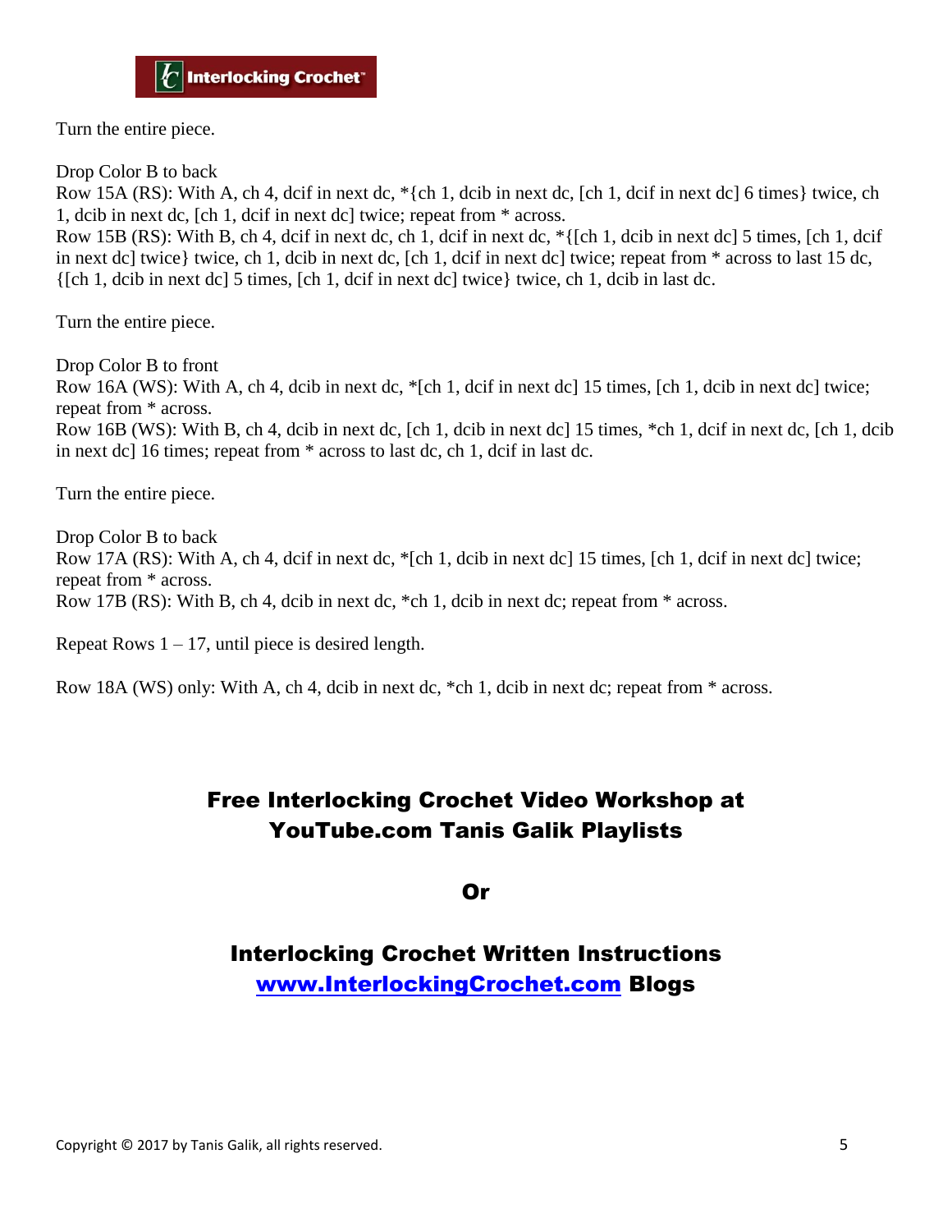Turn the entire piece.

Drop Color B to back
Row 15A (RS): With A, ch 4, dcif in next dc, *{ch 1, dcib in next dc, [ch 1, dcif in next dc] 6 times} twice, ch 1, dcib in next dc, [ch 1, dcif in next dc] twice; repeat from * across.
Row 15B (RS): With B, ch 4, dcif in next dc, ch 1, dcif in next dc, *{[ch 1, dcib in next dc] 5 times, [ch 1, dcif in next dc] twice} twice, ch 1, dcib in next dc, [ch 1, dcif in next dc] twice; repeat from * across to last 15 dc, {[ch 1, dcib in next dc] 5 times, [ch 1, dcif in next dc] twice} twice, ch 1, dcib in last dc.

Turn the entire piece.

Drop Color B to front
Row 16A (WS): With A, ch 4, dcib in next dc, *[ch 1, dcif in next dc] 15 times, [ch 1, dcib in next dc] twice; repeat from * across.
Row 16B (WS): With B, ch 4, dcib in next dc, [ch 1, dcib in next dc] 15 times, *ch 1, dcif in next dc, [ch 1, dcib in next dc] 16 times; repeat from * across to last dc, ch 1, dcif in last dc.

Turn the entire piece.

Drop Color B to back
Row 17A (RS): With A, ch 4, dcif in next dc, *[ch 1, dcib in next dc] 15 times, [ch 1, dcif in next dc] twice; repeat from * across.
Row 17B (RS): With B, ch 4, dcib in next dc, *ch 1, dcib in next dc; repeat from * across.

Repeat Rows 1 – 17, until piece is desired length.

Row 18A (WS) only: With A, ch 4, dcib in next dc, *ch 1, dcib in next dc; repeat from * across.

## Free Interlocking Crochet Video Workshop at YouTube.com Tanis Galik Playlists

## Or

## Interlocking Crochet Written Instructions [www.InterlockingCrochet.com](http://www.InterlockingCrochet.com) Blogs

Copyright © 2017 by Tanis Galik, all rights reserved.